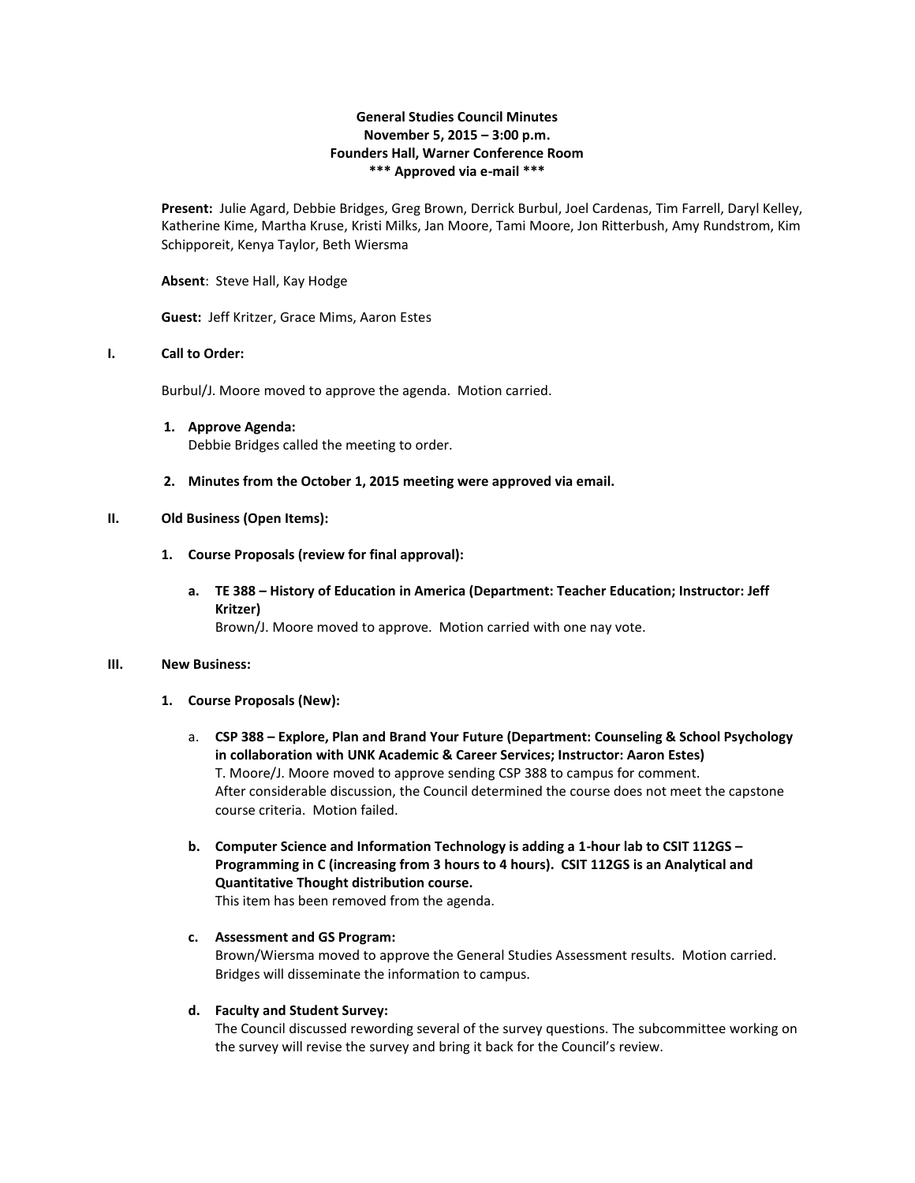**General Studies Council Minutes**
**November 5, 2015 – 3:00 p.m.**
**Founders Hall, Warner Conference Room**
**\*\*\* Approved via e-mail \*\*\***

**Present:** Julie Agard, Debbie Bridges, Greg Brown, Derrick Burbul, Joel Cardenas, Tim Farrell, Daryl Kelley, Katherine Kime, Martha Kruse, Kristi Milks, Jan Moore, Tami Moore, Jon Ritterbush, Amy Rundstrom, Kim Schipporeit, Kenya Taylor, Beth Wiersma

**Absent**: Steve Hall, Kay Hodge

**Guest:** Jeff Kritzer, Grace Mims, Aaron Estes

## I. Call to Order:

Burbul/J. Moore moved to approve the agenda. Motion carried.

1. **Approve Agenda:**
   Debbie Bridges called the meeting to order.

2. **Minutes from the October 1, 2015 meeting were approved via email.**

## II. Old Business (Open Items):

1. **Course Proposals (review for final approval):**

   a. **TE 388 – History of Education in America (Department: Teacher Education; Instructor: Jeff Kritzer)**
   Brown/J. Moore moved to approve. Motion carried with one nay vote.

## III. New Business:

1. **Course Proposals (New):**

   a. **CSP 388 – Explore, Plan and Brand Your Future (Department: Counseling & School Psychology in collaboration with UNK Academic & Career Services; Instructor: Aaron Estes)**
   T. Moore/J. Moore moved to approve sending CSP 388 to campus for comment.
   After considerable discussion, the Council determined the course does not meet the capstone course criteria. Motion failed.

   b. **Computer Science and Information Technology is adding a 1-hour lab to CSIT 112GS – Programming in C (increasing from 3 hours to 4 hours). CSIT 112GS is an Analytical and Quantitative Thought distribution course.**
   This item has been removed from the agenda.

   c. **Assessment and GS Program:**
   Brown/Wiersma moved to approve the General Studies Assessment results. Motion carried. Bridges will disseminate the information to campus.

   d. **Faculty and Student Survey:**
   The Council discussed rewording several of the survey questions. The subcommittee working on the survey will revise the survey and bring it back for the Council's review.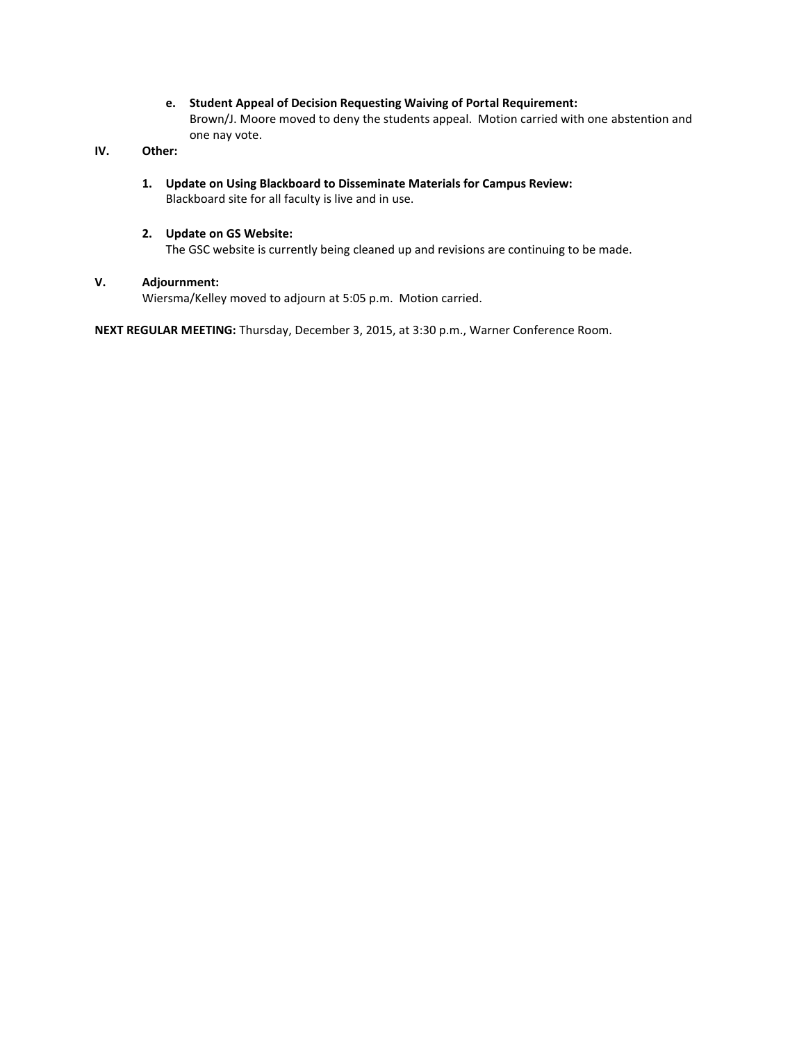**e. Student Appeal of Decision Requesting Waiving of Portal Requirement:**
Brown/J. Moore moved to deny the students appeal. Motion carried with one abstention and one nay vote.

**IV. Other:**

**1. Update on Using Blackboard to Disseminate Materials for Campus Review:**
Blackboard site for all faculty is live and in use.

**2. Update on GS Website:**
The GSC website is currently being cleaned up and revisions are continuing to be made.

**V. Adjournment:**
Wiersma/Kelley moved to adjourn at 5:05 p.m. Motion carried.

**NEXT REGULAR MEETING:** Thursday, December 3, 2015, at 3:30 p.m., Warner Conference Room.